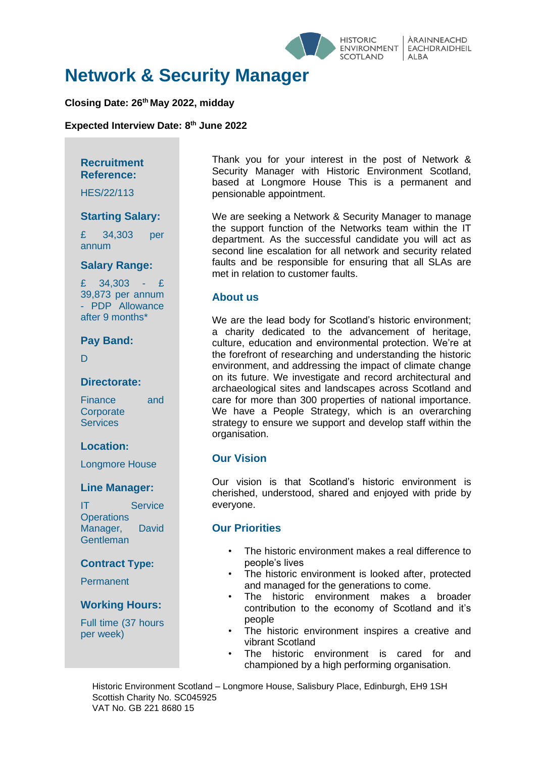# Network & Security Manager

**Closing Date: 26th May 2022, midday**

**Expected Interview Date: 8th June 2022**

### Recruitment Reference:

HES/22/113

### Starting Salary:

£ 34,303 per annum

### Salary Range:

£ 34,303 - £ 39,873 per annum - PDP Allowance after 9 months*

### Pay Band:

D

### Directorate:

Finance and Corporate Services

### Location:

Longmore House

### Line Manager:

IT Service Operations Manager, David Gentleman

### Contract Type:

Permanent

### Working Hours:

Full time (37 hours per week)

Thank you for your interest in the post of Network & Security Manager with Historic Environment Scotland, based at Longmore House This is a permanent and pensionable appointment.

We are seeking a Network & Security Manager to manage the support function of the Networks team within the IT department. As the successful candidate you will act as second line escalation for all network and security related faults and be responsible for ensuring that all SLAs are met in relation to customer faults.

## About us

We are the lead body for Scotland's historic environment; a charity dedicated to the advancement of heritage, culture, education and environmental protection. We're at the forefront of researching and understanding the historic environment, and addressing the impact of climate change on its future. We investigate and record architectural and archaeological sites and landscapes across Scotland and care for more than 300 properties of national importance. We have a People Strategy, which is an overarching strategy to ensure we support and develop staff within the organisation.

## Our Vision

Our vision is that Scotland's historic environment is cherished, understood, shared and enjoyed with pride by everyone.

## Our Priorities

- The historic environment makes a real difference to people's lives
- The historic environment is looked after, protected and managed for the generations to come.
- The historic environment makes a broader contribution to the economy of Scotland and it's people
- The historic environment inspires a creative and vibrant Scotland
- The historic environment is cared for and championed by a high performing organisation.

Historic Environment Scotland – Longmore House, Salisbury Place, Edinburgh, EH9 1SH
Scottish Charity No. SC045925
VAT No. GB 221 8680 15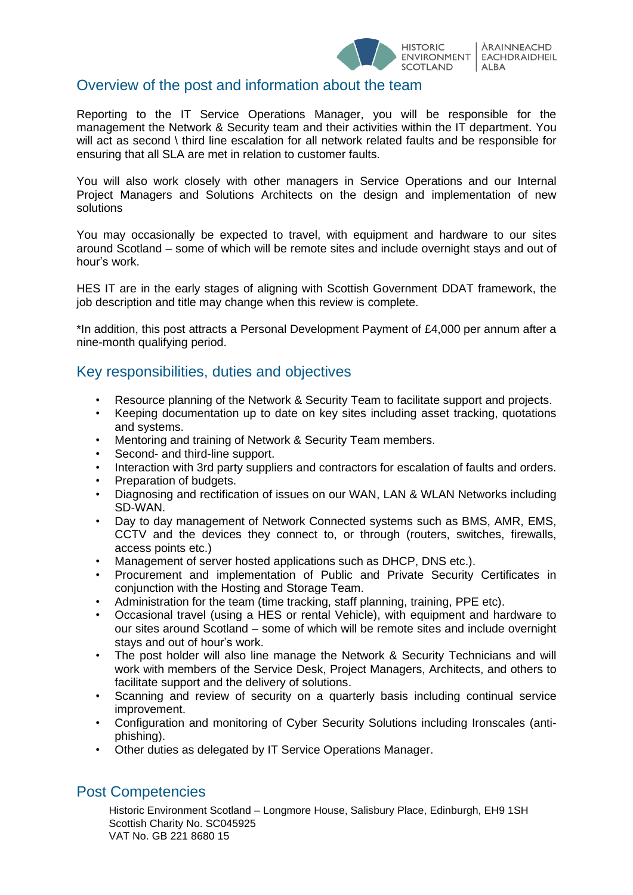## Overview of the post and information about the team

Reporting to the IT Service Operations Manager, you will be responsible for the management the Network & Security team and their activities within the IT department. You will act as second \ third line escalation for all network related faults and be responsible for ensuring that all SLA are met in relation to customer faults.

You will also work closely with other managers in Service Operations and our Internal Project Managers and Solutions Architects on the design and implementation of new solutions

You may occasionally be expected to travel, with equipment and hardware to our sites around Scotland – some of which will be remote sites and include overnight stays and out of hour's work.

HES IT are in the early stages of aligning with Scottish Government DDAT framework, the job description and title may change when this review is complete.

*In addition, this post attracts a Personal Development Payment of £4,000 per annum after a nine-month qualifying period.

## Key responsibilities, duties and objectives

- Resource planning of the Network & Security Team to facilitate support and projects.
- Keeping documentation up to date on key sites including asset tracking, quotations and systems.
- Mentoring and training of Network & Security Team members.
- Second- and third-line support.
- Interaction with 3rd party suppliers and contractors for escalation of faults and orders.
- Preparation of budgets.
- Diagnosing and rectification of issues on our WAN, LAN & WLAN Networks including SD-WAN.
- Day to day management of Network Connected systems such as BMS, AMR, EMS, CCTV and the devices they connect to, or through (routers, switches, firewalls, access points etc.)
- Management of server hosted applications such as DHCP, DNS etc.).
- Procurement and implementation of Public and Private Security Certificates in conjunction with the Hosting and Storage Team.
- Administration for the team (time tracking, staff planning, training, PPE etc).
- Occasional travel (using a HES or rental Vehicle), with equipment and hardware to our sites around Scotland – some of which will be remote sites and include overnight stays and out of hour's work.
- The post holder will also line manage the Network & Security Technicians and will work with members of the Service Desk, Project Managers, Architects, and others to facilitate support and the delivery of solutions.
- Scanning and review of security on a quarterly basis including continual service improvement.
- Configuration and monitoring of Cyber Security Solutions including Ironscales (anti-phishing).
- Other duties as delegated by IT Service Operations Manager.

## Post Competencies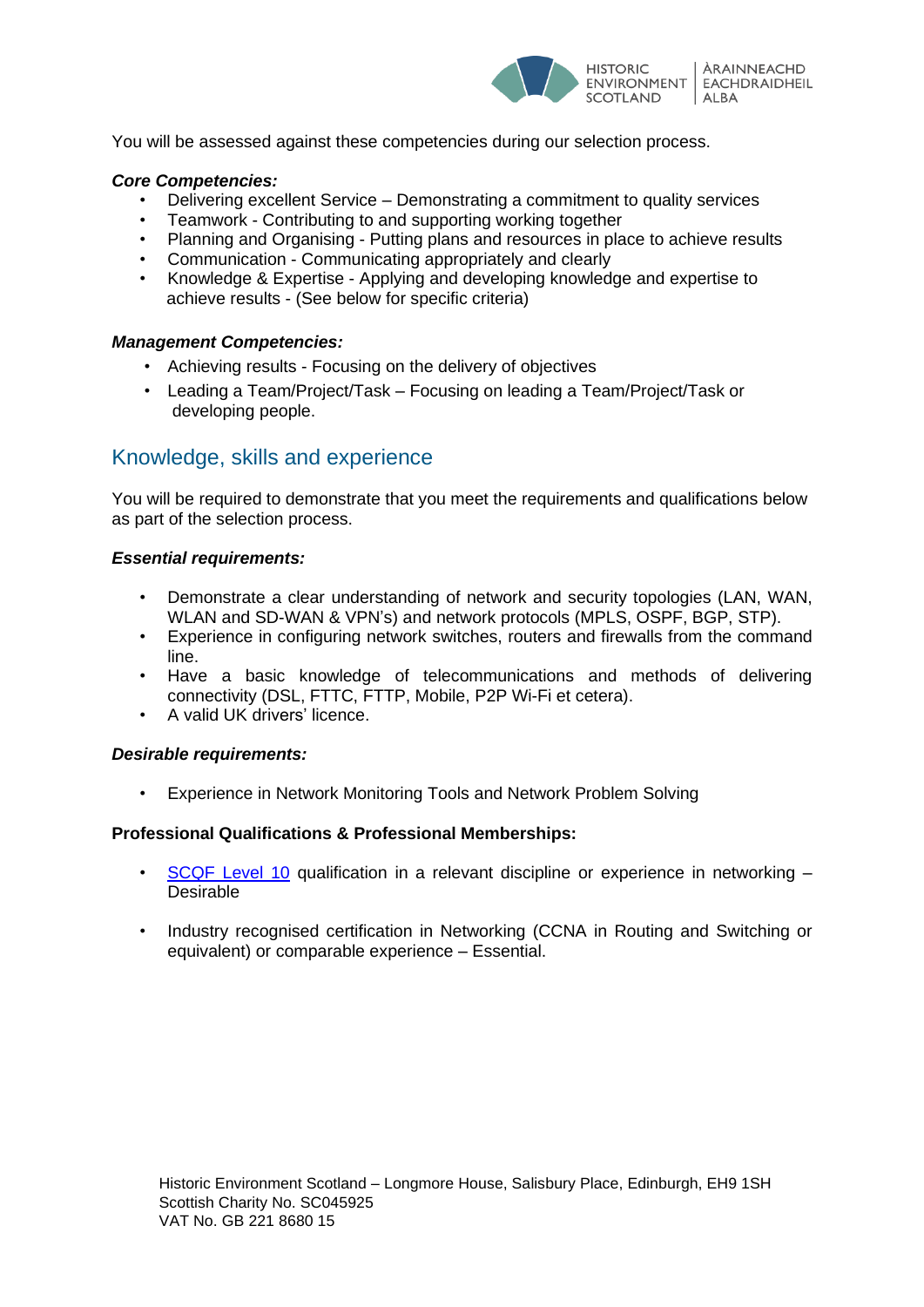You will be assessed against these competencies during our selection process.

***Core Competencies:***

- Delivering excellent Service – Demonstrating a commitment to quality services
- Teamwork - Contributing to and supporting working together
- Planning and Organising - Putting plans and resources in place to achieve results
- Communication - Communicating appropriately and clearly
- Knowledge & Expertise - Applying and developing knowledge and expertise to achieve results - (See below for specific criteria)

***Management Competencies:***

- Achieving results - Focusing on the delivery of objectives
- Leading a Team/Project/Task – Focusing on leading a Team/Project/Task or developing people.

## Knowledge, skills and experience

You will be required to demonstrate that you meet the requirements and qualifications below as part of the selection process.

***Essential requirements:***

- Demonstrate a clear understanding of network and security topologies (LAN, WAN, WLAN and SD-WAN & VPN's) and network protocols (MPLS, OSPF, BGP, STP).
- Experience in configuring network switches, routers and firewalls from the command line.
- Have a basic knowledge of telecommunications and methods of delivering connectivity (DSL, FTTC, FTTP, Mobile, P2P Wi-Fi et cetera).
- A valid UK drivers' licence.

***Desirable requirements:***

- Experience in Network Monitoring Tools and Network Problem Solving

**Professional Qualifications & Professional Memberships:**

- SCQF Level 10 qualification in a relevant discipline or experience in networking – Desirable

- Industry recognised certification in Networking (CCNA in Routing and Switching or equivalent) or comparable experience – Essential.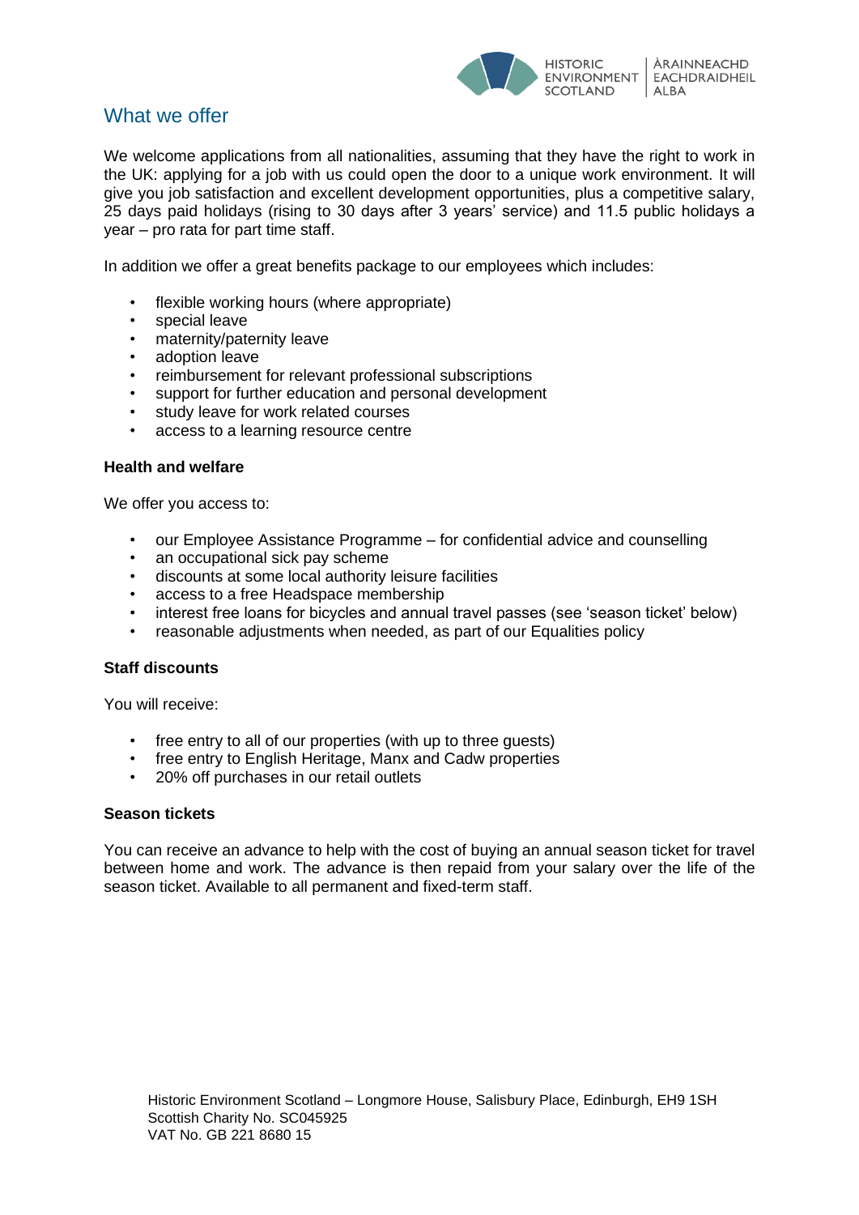## What we offer

We welcome applications from all nationalities, assuming that they have the right to work in the UK: applying for a job with us could open the door to a unique work environment. It will give you job satisfaction and excellent development opportunities, plus a competitive salary, 25 days paid holidays (rising to 30 days after 3 years' service) and 11.5 public holidays a year – pro rata for part time staff.

In addition we offer a great benefits package to our employees which includes:

- flexible working hours (where appropriate)
- special leave
- maternity/paternity leave
- adoption leave
- reimbursement for relevant professional subscriptions
- support for further education and personal development
- study leave for work related courses
- access to a learning resource centre

**Health and welfare**

We offer you access to:

- our Employee Assistance Programme – for confidential advice and counselling
- an occupational sick pay scheme
- discounts at some local authority leisure facilities
- access to a free Headspace membership
- interest free loans for bicycles and annual travel passes (see 'season ticket' below)
- reasonable adjustments when needed, as part of our Equalities policy

**Staff discounts**

You will receive:

- free entry to all of our properties (with up to three guests)
- free entry to English Heritage, Manx and Cadw properties
- 20% off purchases in our retail outlets

**Season tickets**

You can receive an advance to help with the cost of buying an annual season ticket for travel between home and work. The advance is then repaid from your salary over the life of the season ticket. Available to all permanent and fixed-term staff.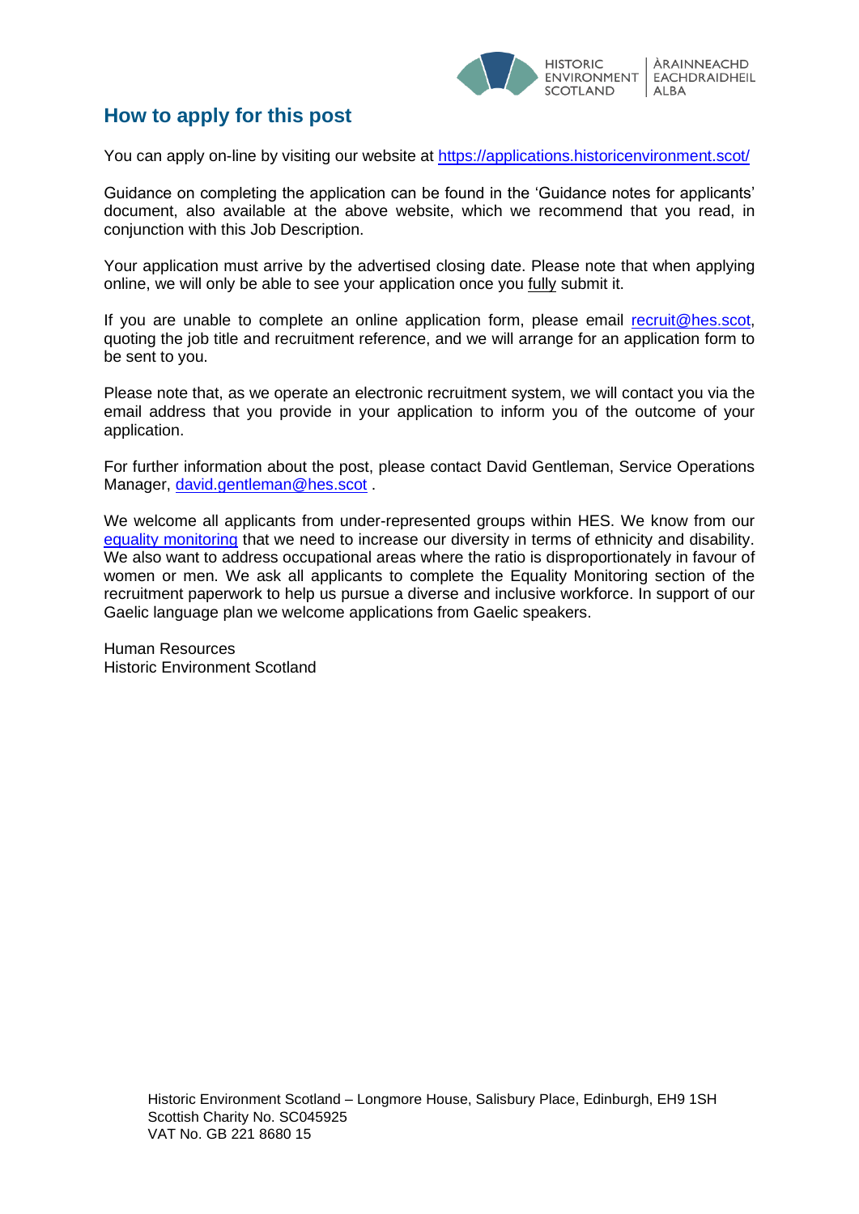## How to apply for this post

You can apply on-line by visiting our website at https://applications.historicenvironment.scot/

Guidance on completing the application can be found in the 'Guidance notes for applicants' document, also available at the above website, which we recommend that you read, in conjunction with this Job Description.

Your application must arrive by the advertised closing date. Please note that when applying online, we will only be able to see your application once you fully submit it.

If you are unable to complete an online application form, please email recruit@hes.scot, quoting the job title and recruitment reference, and we will arrange for an application form to be sent to you.

Please note that, as we operate an electronic recruitment system, we will contact you via the email address that you provide in your application to inform you of the outcome of your application.

For further information about the post, please contact David Gentleman, Service Operations Manager, david.gentleman@hes.scot .

We welcome all applicants from under-represented groups within HES. We know from our equality monitoring that we need to increase our diversity in terms of ethnicity and disability. We also want to address occupational areas where the ratio is disproportionately in favour of women or men. We ask all applicants to complete the Equality Monitoring section of the recruitment paperwork to help us pursue a diverse and inclusive workforce. In support of our Gaelic language plan we welcome applications from Gaelic speakers.

Human Resources
Historic Environment Scotland

Historic Environment Scotland – Longmore House, Salisbury Place, Edinburgh, EH9 1SH
Scottish Charity No. SC045925
VAT No. GB 221 8680 15